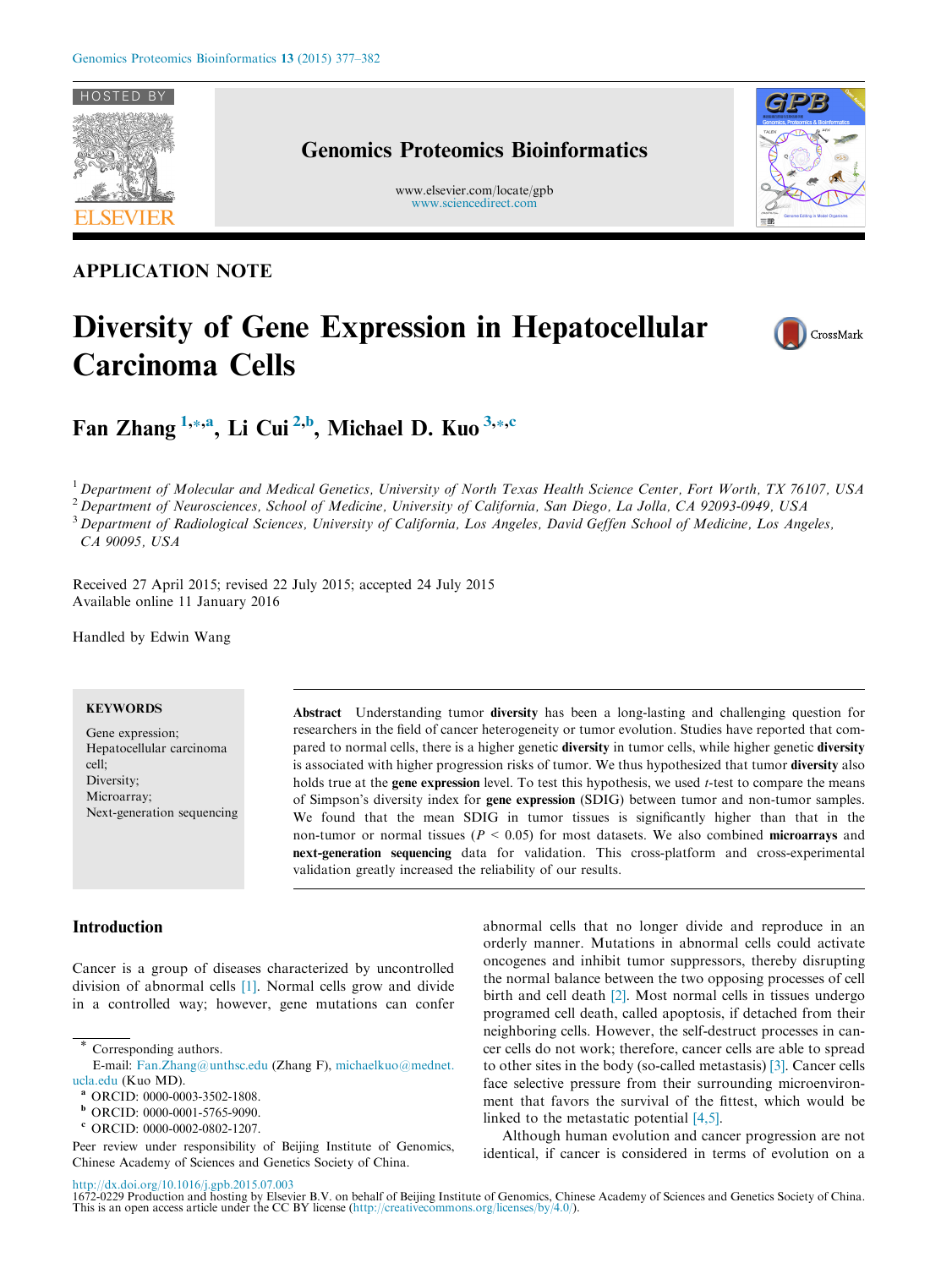APPLICATION NOTE

# Diversity of Gene Expression in Hepatocellular Carcinoma Cells

**Fan Zhang** [1,*,a], **Li Cui** [2,b], **Michael D. Kuo** [3,*,c]

[1] *Department of Molecular and Medical Genetics, University of North Texas Health Science Center, Fort Worth, TX 76107, USA*
[2] *Department of Neurosciences, School of Medicine, University of California, San Diego, La Jolla, CA 92093-0949, USA*
[3] *Department of Radiological Sciences, University of California, Los Angeles, David Geffen School of Medicine, Los Angeles, CA 90095, USA*

Received 27 April 2015; revised 22 July 2015; accepted 24 July 2015
Available online 11 January 2016

Handled by Edwin Wang

**KEYWORDS**

Gene expression;
Hepatocellular carcinoma cell;
Diversity;
Microarray;
Next-generation sequencing

**Abstract** Understanding tumor **diversity** has been a long-lasting and challenging question for researchers in the field of cancer heterogeneity or tumor evolution. Studies have reported that compared to normal cells, there is a higher genetic **diversity** in tumor cells, while higher genetic **diversity** is associated with higher progression risks of tumor. We thus hypothesized that tumor **diversity** also holds true at the **gene expression** level. To test this hypothesis, we used *t*-test to compare the means of Simpson's diversity index for **gene expression** (SDIG) between tumor and non-tumor samples. We found that the mean SDIG in tumor tissues is significantly higher than that in the non-tumor or normal tissues ($P < 0.05$) for most datasets. We also combined **microarrays** and **next-generation sequencing** data for validation. This cross-platform and cross-experimental validation greatly increased the reliability of our results.

## Introduction

Cancer is a group of diseases characterized by uncontrolled division of abnormal cells [1]. Normal cells grow and divide in a controlled way; however, gene mutations can confer abnormal cells that no longer divide and reproduce in an orderly manner. Mutations in abnormal cells could activate oncogenes and inhibit tumor suppressors, thereby disrupting the normal balance between the two opposing processes of cell birth and cell death [2]. Most normal cells in tissues undergo programed cell death, called apoptosis, if detached from their neighboring cells. However, the self-destruct processes in cancer cells do not work; therefore, cancer cells are able to spread to other sites in the body (so-called metastasis) [3]. Cancer cells face selective pressure from their surrounding microenvironment that favors the survival of the fittest, which would be linked to the metastatic potential [4,5].

Although human evolution and cancer progression are not identical, if cancer is considered in terms of evolution on a

\* Corresponding authors.
E-mail: Fan.Zhang@unthsc.edu (Zhang F), michaelkuo@mednet.ucla.edu (Kuo MD).
[a] ORCID: 0000-0003-3502-1808.
[b] ORCID: 0000-0001-5765-9090.
[c] ORCID: 0000-0002-0802-1207.
Peer review under responsibility of Beijing Institute of Genomics, Chinese Academy of Sciences and Genetics Society of China.

http://dx.doi.org/10.1016/j.gpb.2015.07.003
1672-0229 Production and hosting by Elsevier B.V. on behalf of Beijing Institute of Genomics, Chinese Academy of Sciences and Genetics Society of China.
This is an open access article under the CC BY license (http://creativecommons.org/licenses/by/4.0/).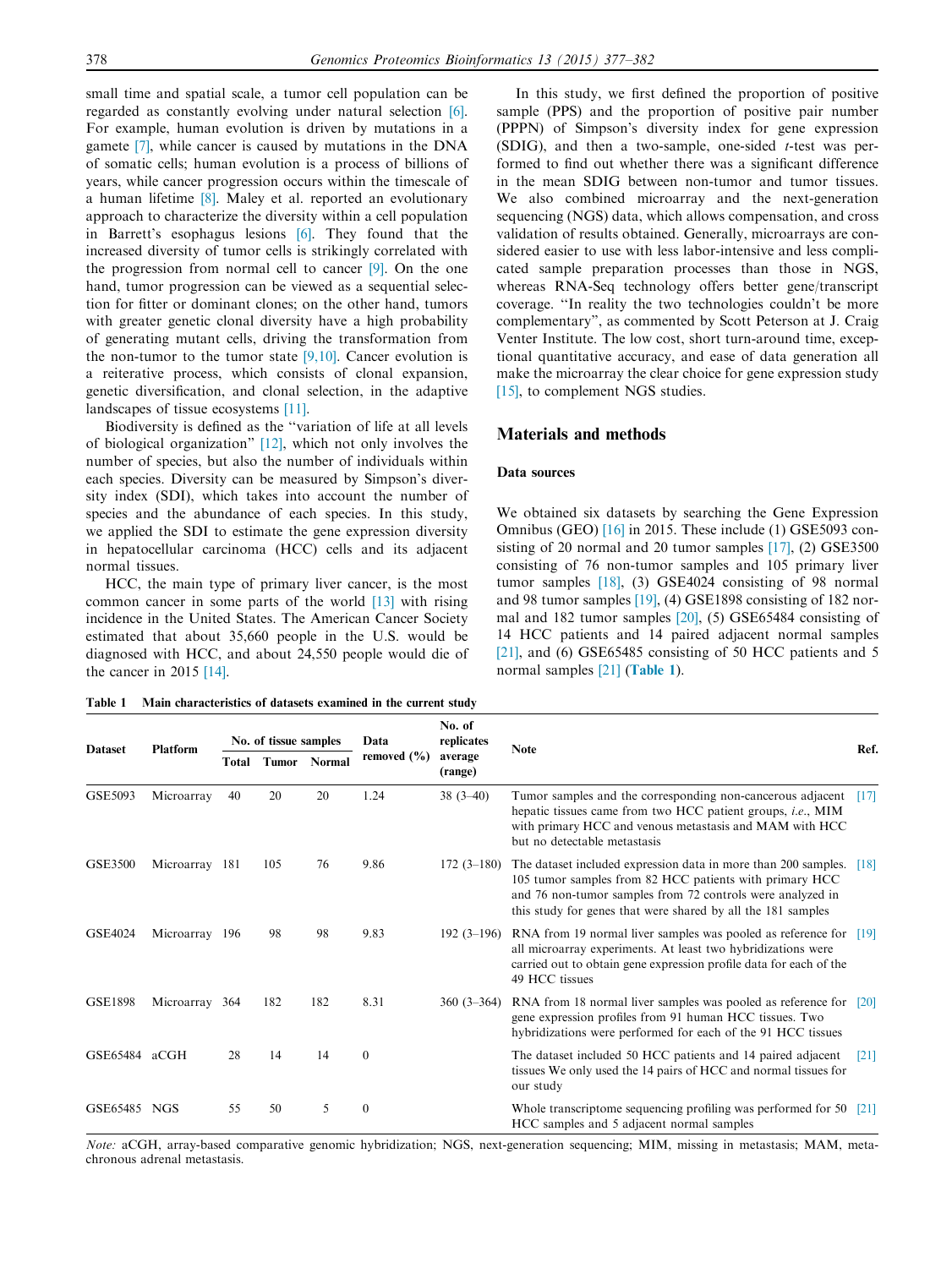small time and spatial scale, a tumor cell population can be regarded as constantly evolving under natural selection [6]. For example, human evolution is driven by mutations in a gamete [7], while cancer is caused by mutations in the DNA of somatic cells; human evolution is a process of billions of years, while cancer progression occurs within the timescale of a human lifetime [8]. Maley et al. reported an evolutionary approach to characterize the diversity within a cell population in Barrett's esophagus lesions [6]. They found that the increased diversity of tumor cells is strikingly correlated with the progression from normal cell to cancer [9]. On the one hand, tumor progression can be viewed as a sequential selection for fitter or dominant clones; on the other hand, tumors with greater genetic clonal diversity have a high probability of generating mutant cells, driving the transformation from the non-tumor to the tumor state [9,10]. Cancer evolution is a reiterative process, which consists of clonal expansion, genetic diversification, and clonal selection, in the adaptive landscapes of tissue ecosystems [11].

Biodiversity is defined as the "variation of life at all levels of biological organization" [12], which not only involves the number of species, but also the number of individuals within each species. Diversity can be measured by Simpson's diversity index (SDI), which takes into account the number of species and the abundance of each species. In this study, we applied the SDI to estimate the gene expression diversity in hepatocellular carcinoma (HCC) cells and its adjacent normal tissues.

HCC, the main type of primary liver cancer, is the most common cancer in some parts of the world [13] with rising incidence in the United States. The American Cancer Society estimated that about 35,660 people in the U.S. would be diagnosed with HCC, and about 24,550 people would die of the cancer in 2015 [14].

In this study, we first defined the proportion of positive sample (PPS) and the proportion of positive pair number (PPPN) of Simpson's diversity index for gene expression (SDIG), and then a two-sample, one-sided *t*-test was performed to find out whether there was a significant difference in the mean SDIG between non-tumor and tumor tissues. We also combined microarray and the next-generation sequencing (NGS) data, which allows compensation, and cross validation of results obtained. Generally, microarrays are considered easier to use with less labor-intensive and less complicated sample preparation processes than those in NGS, whereas RNA-Seq technology offers better gene/transcript coverage. "In reality the two technologies couldn't be more complementary", as commented by Scott Peterson at J. Craig Venter Institute. The low cost, short turn-around time, exceptional quantitative accuracy, and ease of data generation all make the microarray the clear choice for gene expression study [15], to complement NGS studies.

## Materials and methods

### Data sources

We obtained six datasets by searching the Gene Expression Omnibus (GEO) [16] in 2015. These include (1) GSE5093 consisting of 20 normal and 20 tumor samples [17], (2) GSE3500 consisting of 76 non-tumor samples and 105 primary liver tumor samples [18], (3) GSE4024 consisting of 98 normal and 98 tumor samples [19], (4) GSE1898 consisting of 182 normal and 182 tumor samples [20], (5) GSE65484 consisting of 14 HCC patients and 14 paired adjacent normal samples [21], and (6) GSE65485 consisting of 50 HCC patients and 5 normal samples [21] (**Table 1**).

**Table 1 Main characteristics of datasets examined in the current study**

| Dataset | Platform | No. of tissue samples | | | Data removed (%) | No. of replicates average (range) | Note | Ref. |
|---|---|---|---|---|---|---|---|---|
| | | Total | Tumor | Normal | | | | |
| GSE5093 | Microarray | 40 | 20 | 20 | 1.24 | 38 (3–40) | Tumor samples and the corresponding non-cancerous adjacent hepatic tissues came from two HCC patient groups, *i.e.*, MIM with primary HCC and venous metastasis and MAM with HCC but no detectable metastasis | [17] |
| GSE3500 | Microarray | 181 | 105 | 76 | 9.86 | 172 (3–180) | The dataset included expression data in more than 200 samples. 105 tumor samples from 82 HCC patients with primary HCC and 76 non-tumor samples from 72 controls were analyzed in this study for genes that were shared by all the 181 samples | [18] |
| GSE4024 | Microarray | 196 | 98 | 98 | 9.83 | 192 (3–196) | RNA from 19 normal liver samples was pooled as reference for all microarray experiments. At least two hybridizations were carried out to obtain gene expression profile data for each of the 49 HCC tissues | [19] |
| GSE1898 | Microarray | 364 | 182 | 182 | 8.31 | 360 (3–364) | RNA from 18 normal liver samples was pooled as reference for gene expression profiles from 91 human HCC tissues. Two hybridizations were performed for each of the 91 HCC tissues | [20] |
| GSE65484 | aCGH | 28 | 14 | 14 | 0 | | The dataset included 50 HCC patients and 14 paired adjacent tissues We only used the 14 pairs of HCC and normal tissues for our study | [21] |
| GSE65485 | NGS | 55 | 50 | 5 | 0 | | Whole transcriptome sequencing profiling was performed for 50 HCC samples and 5 adjacent normal samples | [21] |

*Note:* aCGH, array-based comparative genomic hybridization; NGS, next-generation sequencing; MIM, missing in metastasis; MAM, metachronous adrenal metastasis.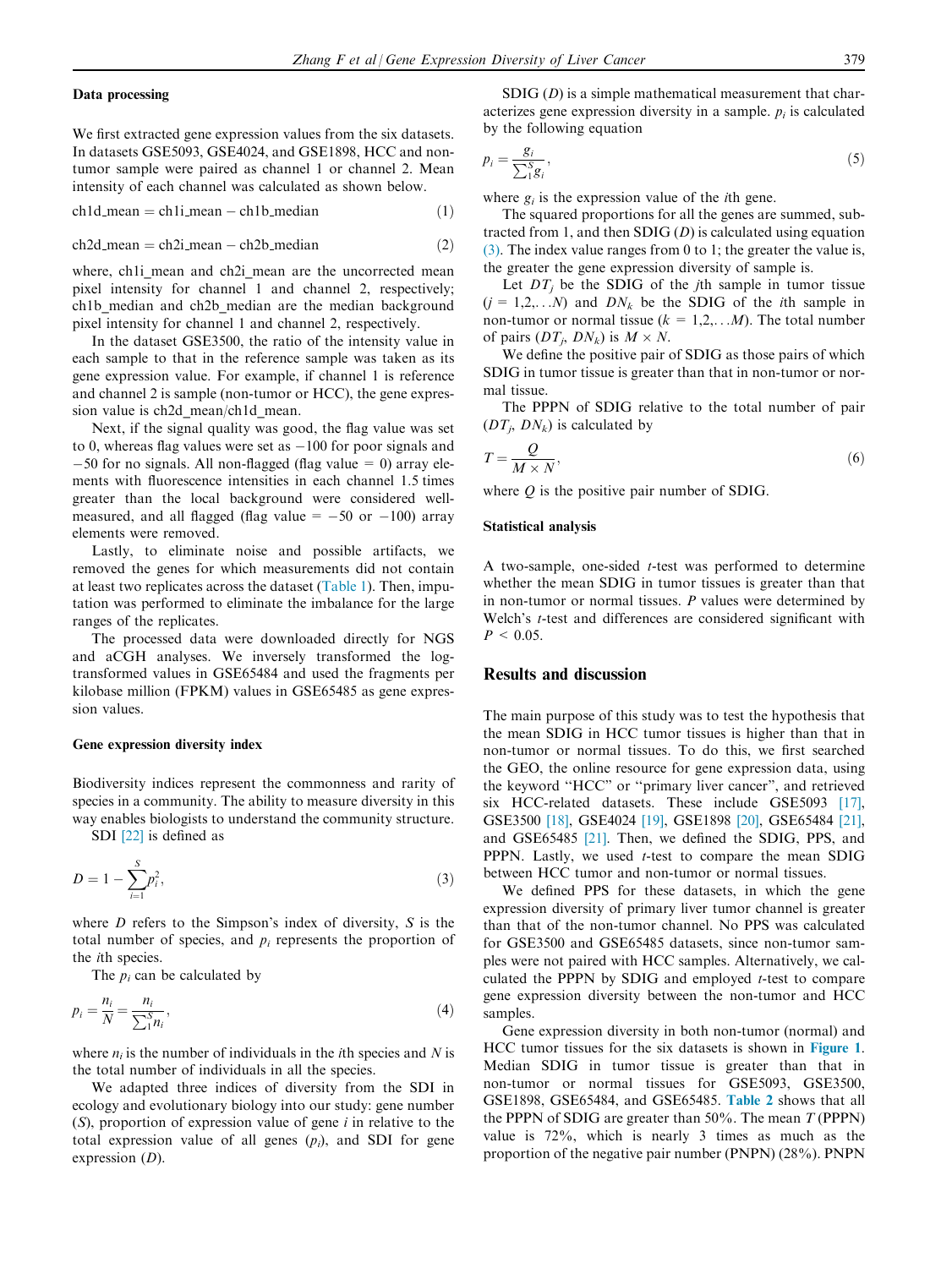### Data processing

We first extracted gene expression values from the six datasets. In datasets GSE5093, GSE4024, and GSE1898, HCC and non-tumor sample were paired as channel 1 or channel 2. Mean intensity of each channel was calculated as shown below.

$$\text{ch1d\_mean} = \text{ch1i\_mean} - \text{ch1b\_median} \tag{1}$$

$$\text{ch2d\_mean} = \text{ch2i\_mean} - \text{ch2b\_median} \tag{2}$$

where, ch1i_mean and ch2i_mean are the uncorrected mean pixel intensity for channel 1 and channel 2, respectively; ch1b_median and ch2b_median are the median background pixel intensity for channel 1 and channel 2, respectively.

In the dataset GSE3500, the ratio of the intensity value in each sample to that in the reference sample was taken as its gene expression value. For example, if channel 1 is reference and channel 2 is sample (non-tumor or HCC), the gene expression value is ch2d_mean/ch1d_mean.

Next, if the signal quality was good, the flag value was set to 0, whereas flag values were set as −100 for poor signals and −50 for no signals. All non-flagged (flag value = 0) array elements with fluorescence intensities in each channel 1.5 times greater than the local background were considered well-measured, and all flagged (flag value = −50 or −100) array elements were removed.

Lastly, to eliminate noise and possible artifacts, we removed the genes for which measurements did not contain at least two replicates across the dataset (Table 1). Then, imputation was performed to eliminate the imbalance for the large ranges of the replicates.

The processed data were downloaded directly for NGS and aCGH analyses. We inversely transformed the log-transformed values in GSE65484 and used the fragments per kilobase million (FPKM) values in GSE65485 as gene expression values.

### Gene expression diversity index

Biodiversity indices represent the commonness and rarity of species in a community. The ability to measure diversity in this way enables biologists to understand the community structure.

SDI [22] is defined as

$$D = 1 - \sum_{i=1}^{S} p_i^2, \tag{3}$$

where $D$ refers to the Simpson's index of diversity, $S$ is the total number of species, and $p_i$ represents the proportion of the $i$th species.

The $p_i$ can be calculated by

$$p_i = \frac{n_i}{N} = \frac{n_i}{\sum_1^S n_i}, \tag{4}$$

where $n_i$ is the number of individuals in the $i$th species and $N$ is the total number of individuals in all the species.

We adapted three indices of diversity from the SDI in ecology and evolutionary biology into our study: gene number ($S$), proportion of expression value of gene $i$ in relative to the total expression value of all genes ($p_i$), and SDI for gene expression ($D$).

SDIG ($D$) is a simple mathematical measurement that characterizes gene expression diversity in a sample. $p_i$ is calculated by the following equation

$$p_i = \frac{g_i}{\sum_1^S g_i}, \tag{5}$$

where $g_i$ is the expression value of the $i$th gene.

The squared proportions for all the genes are summed, subtracted from 1, and then SDIG ($D$) is calculated using equation (3). The index value ranges from 0 to 1; the greater the value is, the greater the gene expression diversity of sample is.

Let $DT_j$ be the SDIG of the $j$th sample in tumor tissue ($j = 1,2,\ldots N$) and $DN_k$ be the SDIG of the $i$th sample in non-tumor or normal tissue ($k = 1,2,\ldots M$). The total number of pairs ($DT_j$, $DN_k$) is $M \times N$.

We define the positive pair of SDIG as those pairs of which SDIG in tumor tissue is greater than that in non-tumor or normal tissue.

The PPPN of SDIG relative to the total number of pair ($DT_j$, $DN_k$) is calculated by

$$T = \frac{Q}{M \times N}, \tag{6}$$

where $Q$ is the positive pair number of SDIG.

### Statistical analysis

A two-sample, one-sided $t$-test was performed to determine whether the mean SDIG in tumor tissues is greater than that in non-tumor or normal tissues. $P$ values were determined by Welch's $t$-test and differences are considered significant with $P < 0.05$.

## Results and discussion

The main purpose of this study was to test the hypothesis that the mean SDIG in HCC tumor tissues is higher than that in non-tumor or normal tissues. To do this, we first searched the GEO, the online resource for gene expression data, using the keyword "HCC" or "primary liver cancer", and retrieved six HCC-related datasets. These include GSE5093 [17], GSE3500 [18], GSE4024 [19], GSE1898 [20], GSE65484 [21], and GSE65485 [21]. Then, we defined the SDIG, PPS, and PPPN. Lastly, we used $t$-test to compare the mean SDIG between HCC tumor and non-tumor or normal tissues.

We defined PPS for these datasets, in which the gene expression diversity of primary liver tumor channel is greater than that of the non-tumor channel. No PPS was calculated for GSE3500 and GSE65485 datasets, since non-tumor samples were not paired with HCC samples. Alternatively, we calculated the PPPN by SDIG and employed $t$-test to compare gene expression diversity between the non-tumor and HCC samples.

Gene expression diversity in both non-tumor (normal) and HCC tumor tissues for the six datasets is shown in Figure 1. Median SDIG in tumor tissue is greater than that in non-tumor or normal tissues for GSE5093, GSE3500, GSE1898, GSE65484, and GSE65485. Table 2 shows that all the PPPN of SDIG are greater than 50%. The mean $T$ (PPPN) value is 72%, which is nearly 3 times as much as the proportion of the negative pair number (PNPN) (28%). PNPN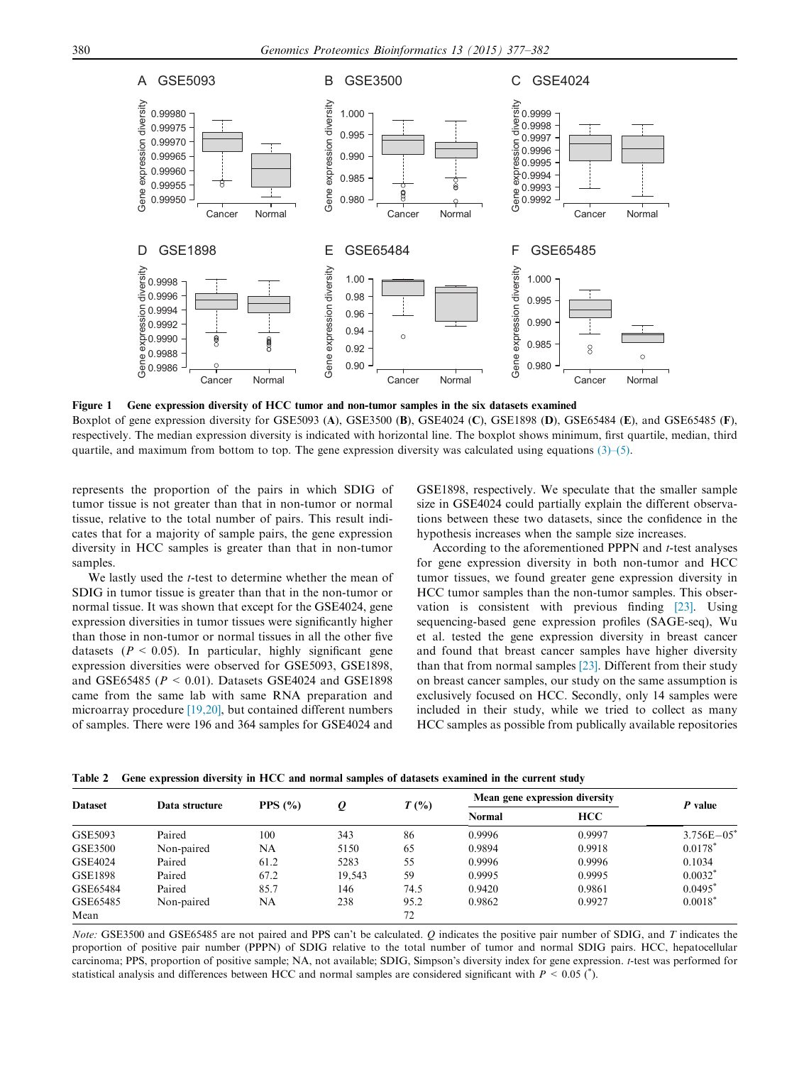A GSE5093

Gene expression diversity

0.99980
0.99975
0.99970
0.99965
0.99960
0.99955
0.99950

Cancer Normal

B GSE3500

Gene expression diversity

1.000
0.995
0.990
0.985
0.980

Cancer Normal

C GSE4024

Gene expression diversity

0.9999
0.9998
0.9997
0.9996
0.9995
0.9994
0.9993
0.9992

Cancer Normal

D GSE1898

Gene expression diversity

0.9998
0.9996
0.9994
0.9992
0.9990
0.9988
0.9986

Cancer Normal

E GSE65484

Gene expression diversity

1.00
0.98
0.96
0.94
0.92
0.90

Cancer Normal

F GSE65485

Gene expression diversity

1.000
0.995
0.990
0.985
0.980

Cancer Normal

**Figure 1 Gene expression diversity of HCC tumor and non-tumor samples in the six datasets examined**

Boxplot of gene expression diversity for GSE5093 (**A**), GSE3500 (**B**), GSE4024 (**C**), GSE1898 (**D**), GSE65484 (**E**), and GSE65485 (**F**), respectively. The median expression diversity is indicated with horizontal line. The boxplot shows minimum, first quartile, median, third quartile, and maximum from bottom to top. The gene expression diversity was calculated using equations (3)–(5).

represents the proportion of the pairs in which SDIG of tumor tissue is not greater than that in non-tumor or normal tissue, relative to the total number of pairs. This result indicates that for a majority of sample pairs, the gene expression diversity in HCC samples is greater than that in non-tumor samples.

We lastly used the *t*-test to determine whether the mean of SDIG in tumor tissue is greater than that in the non-tumor or normal tissue. It was shown that except for the GSE4024, gene expression diversities in tumor tissues were significantly higher than those in non-tumor or normal tissues in all the other five datasets ($P < 0.05$). In particular, highly significant gene expression diversities were observed for GSE5093, GSE1898, and GSE65485 ($P < 0.01$). Datasets GSE4024 and GSE1898 came from the same lab with same RNA preparation and microarray procedure [19,20], but contained different numbers of samples. There were 196 and 364 samples for GSE4024 and GSE1898, respectively. We speculate that the smaller sample size in GSE4024 could partially explain the different observations between these two datasets, since the confidence in the hypothesis increases when the sample size increases.

According to the aforementioned PPPN and *t*-test analyses for gene expression diversity in both non-tumor and HCC tumor tissues, we found greater gene expression diversity in HCC tumor samples than the non-tumor samples. This observation is consistent with previous finding [23]. Using sequencing-based gene expression profiles (SAGE-seq), Wu et al. tested the gene expression diversity in breast cancer and found that breast cancer samples have higher diversity than that from normal samples [23]. Different from their study on breast cancer samples, our study on the same assumption is exclusively focused on HCC. Secondly, only 14 samples were included in their study, while we tried to collect as many HCC samples as possible from publically available repositories

**Table 2 Gene expression diversity in HCC and normal samples of datasets examined in the current study**

| Dataset | Data structure | PPS (%) | *Q* | *T* (%) | Mean gene expression diversity | | *P* value |
|---|---|---|---|---|---|---|---|
| | | | | | Normal | HCC | |
| GSE5093 | Paired | 100 | 343 | 86 | 0.9996 | 0.9997 | 3.756E−05* |
| GSE3500 | Non-paired | NA | 5150 | 65 | 0.9894 | 0.9918 | 0.0178* |
| GSE4024 | Paired | 61.2 | 5283 | 55 | 0.9996 | 0.9996 | 0.1034 |
| GSE1898 | Paired | 67.2 | 19,543 | 59 | 0.9995 | 0.9995 | 0.0032* |
| GSE65484 | Paired | 85.7 | 146 | 74.5 | 0.9420 | 0.9861 | 0.0495* |
| GSE65485 | Non-paired | NA | 238 | 95.2 | 0.9862 | 0.9927 | 0.0018* |
| Mean | | | | 72 | | | |

*Note:* GSE3500 and GSE65485 are not paired and PPS can't be calculated. *Q* indicates the positive pair number of SDIG, and *T* indicates the proportion of positive pair number (PPPN) of SDIG relative to the total number of tumor and normal SDIG pairs. HCC, hepatocellular carcinoma; PPS, proportion of positive sample; NA, not available; SDIG, Simpson's diversity index for gene expression. *t*-test was performed for statistical analysis and differences between HCC and normal samples are considered significant with $P < 0.05$ (*).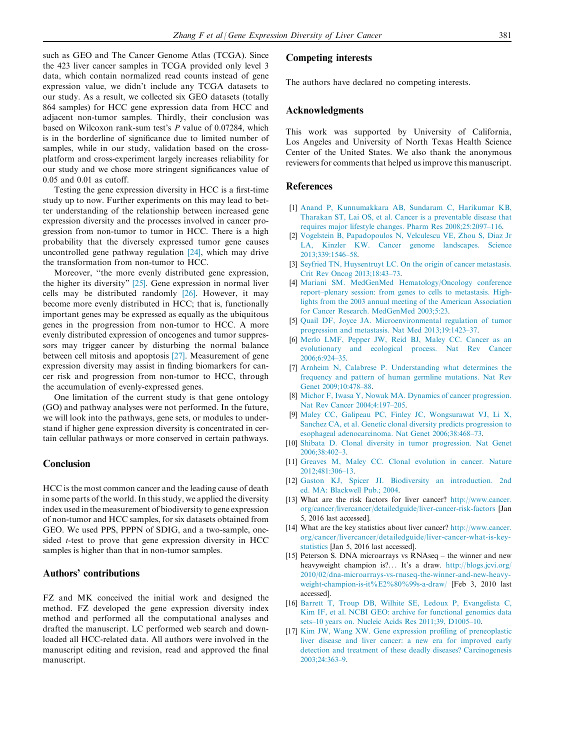such as GEO and The Cancer Genome Atlas (TCGA). Since the 423 liver cancer samples in TCGA provided only level 3 data, which contain normalized read counts instead of gene expression value, we didn't include any TCGA datasets to our study. As a result, we collected six GEO datasets (totally 864 samples) for HCC gene expression data from HCC and adjacent non-tumor samples. Thirdly, their conclusion was based on Wilcoxon rank-sum test's $P$ value of 0.07284, which is in the borderline of significance due to limited number of samples, while in our study, validation based on the cross-platform and cross-experiment largely increases reliability for our study and we chose more stringent significances value of 0.05 and 0.01 as cutoff.

Testing the gene expression diversity in HCC is a first-time study up to now. Further experiments on this may lead to better understanding of the relationship between increased gene expression diversity and the processes involved in cancer progression from non-tumor to tumor in HCC. There is a high probability that the diversely expressed tumor gene causes uncontrolled gene pathway regulation [24], which may drive the transformation from non-tumor to HCC.

Moreover, "the more evenly distributed gene expression, the higher its diversity" [25]. Gene expression in normal liver cells may be distributed randomly [26]. However, it may become more evenly distributed in HCC; that is, functionally important genes may be expressed as equally as the ubiquitous genes in the progression from non-tumor to HCC. A more evenly distributed expression of oncogenes and tumor suppressors may trigger cancer by disturbing the normal balance between cell mitosis and apoptosis [27]. Measurement of gene expression diversity may assist in finding biomarkers for cancer risk and progression from non-tumor to HCC, through the accumulation of evenly-expressed genes.

One limitation of the current study is that gene ontology (GO) and pathway analyses were not performed. In the future, we will look into the pathways, gene sets, or modules to understand if higher gene expression diversity is concentrated in certain cellular pathways or more conserved in certain pathways.

## Conclusion

HCC is the most common cancer and the leading cause of death in some parts of the world. In this study, we applied the diversity index used in the measurement of biodiversity to gene expression of non-tumor and HCC samples, for six datasets obtained from GEO. We used PPS, PPPN of SDIG, and a two-sample, one-sided $t$-test to prove that gene expression diversity in HCC samples is higher than that in non-tumor samples.

## Authors' contributions

FZ and MK conceived the initial work and designed the method. FZ developed the gene expression diversity index method and performed all the computational analyses and drafted the manuscript. LC performed web search and downloaded all HCC-related data. All authors were involved in the manuscript editing and revision, read and approved the final manuscript.

## Competing interests

The authors have declared no competing interests.

## Acknowledgments

This work was supported by University of California, Los Angeles and University of North Texas Health Science Center of the United States. We also thank the anonymous reviewers for comments that helped us improve this manuscript.

## References

[1] Anand P, Kunnumakkara AB, Sundaram C, Harikumar KB, Tharakan ST, Lai OS, et al. Cancer is a preventable disease that requires major lifestyle changes. Pharm Res 2008;25:2097–116.

[2] Vogelstein B, Papadopoulos N, Velculescu VE, Zhou S, Diaz Jr LA, Kinzler KW. Cancer genome landscapes. Science 2013;339:1546–58.

[3] Seyfried TN, Huysentruyt LC. On the origin of cancer metastasis. Crit Rev Oncog 2013;18:43–73.

[4] Mariani SM. MedGenMed Hematology/Oncology conference report–plenary session: from genes to cells to metastasis. Highlights from the 2003 annual meeting of the American Association for Cancer Research. MedGenMed 2003;5:23.

[5] Quail DF, Joyce JA. Microenvironmental regulation of tumor progression and metastasis. Nat Med 2013;19:1423–37.

[6] Merlo LMF, Pepper JW, Reid BJ, Maley CC. Cancer as an evolutionary and ecological process. Nat Rev Cancer 2006;6:924–35.

[7] Arnheim N, Calabrese P. Understanding what determines the frequency and pattern of human germline mutations. Nat Rev Genet 2009;10:478–88.

[8] Michor F, Iwasa Y, Nowak MA. Dynamics of cancer progression. Nat Rev Cancer 2004;4:197–205.

[9] Maley CC, Galipeau PC, Finley JC, Wongsurawat VJ, Li X, Sanchez CA, et al. Genetic clonal diversity predicts progression to esophageal adenocarcinoma. Nat Genet 2006;38:468–73.

[10] Shibata D. Clonal diversity in tumor progression. Nat Genet 2006;38:402–3.

[11] Greaves M, Maley CC. Clonal evolution in cancer. Nature 2012;481:306–13.

[12] Gaston KJ, Spicer JI. Biodiversity an introduction. 2nd ed. MA: Blackwell Pub.; 2004.

[13] What are the risk factors for liver cancer? http://www.cancer.org/cancer/livercancer/detailedguide/liver-cancer-risk-factors [Jan 5, 2016 last accessed].

[14] What are the key statistics about liver cancer? http://www.cancer.org/cancer/livercancer/detailedguide/liver-cancer-what-is-key-statistics [Jan 5, 2016 last accessed].

[15] Peterson S. DNA microarrays vs RNAseq – the winner and new heavyweight champion is?... It's a draw. http://blogs.jcvi.org/2010/02/dna-microarrays-vs-rnaseq-the-winner-and-new-heavy-weight-champion-is-it%E2%80%99s-a-draw/ [Feb 3, 2010 last accessed].

[16] Barrett T, Troup DB, Wilhite SE, Ledoux P, Evangelista C, Kim IF, et al. NCBI GEO: archive for functional genomics data sets–10 years on. Nucleic Acids Res 2011;39, D1005–10.

[17] Kim JW, Wang XW. Gene expression profiling of preneoplastic liver disease and liver cancer: a new era for improved early detection and treatment of these deadly diseases? Carcinogenesis 2003;24:363–9.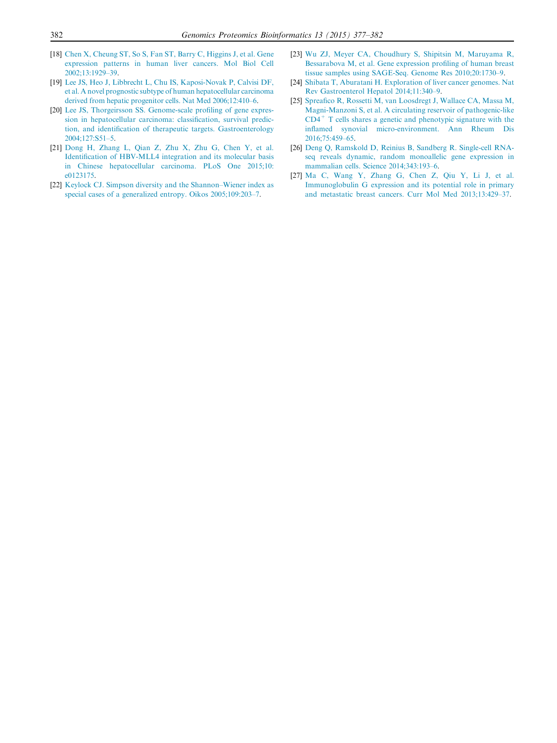[18] Chen X, Cheung ST, So S, Fan ST, Barry C, Higgins J, et al. Gene expression patterns in human liver cancers. Mol Biol Cell 2002;13:1929–39.

[19] Lee JS, Heo J, Libbrecht L, Chu IS, Kaposi-Novak P, Calvisi DF, et al. A novel prognostic subtype of human hepatocellular carcinoma derived from hepatic progenitor cells. Nat Med 2006;12:410–6.

[20] Lee JS, Thorgeirsson SS. Genome-scale profiling of gene expression in hepatocellular carcinoma: classification, survival prediction, and identification of therapeutic targets. Gastroenterology 2004;127:S51–5.

[21] Dong H, Zhang L, Qian Z, Zhu X, Zhu G, Chen Y, et al. Identification of HBV-MLL4 integration and its molecular basis in Chinese hepatocellular carcinoma. PLoS One 2015;10: e0123175.

[22] Keylock CJ. Simpson diversity and the Shannon–Wiener index as special cases of a generalized entropy. Oikos 2005;109:203–7.

[23] Wu ZJ, Meyer CA, Choudhury S, Shipitsin M, Maruyama R, Bessarabova M, et al. Gene expression profiling of human breast tissue samples using SAGE-Seq. Genome Res 2010;20:1730–9.

[24] Shibata T, Aburatani H. Exploration of liver cancer genomes. Nat Rev Gastroenterol Hepatol 2014;11:340–9.

[25] Spreafico R, Rossetti M, van Loosdregt J, Wallace CA, Massa M, Magni-Manzoni S, et al. A circulating reservoir of pathogenic-like $CD4^+$ T cells shares a genetic and phenotypic signature with the inflamed synovial micro-environment. Ann Rheum Dis 2016;75:459–65.

[26] Deng Q, Ramskold D, Reinius B, Sandberg R. Single-cell RNA-seq reveals dynamic, random monoallelic gene expression in mammalian cells. Science 2014;343:193–6.

[27] Ma C, Wang Y, Zhang G, Chen Z, Qiu Y, Li J, et al. Immunoglobulin G expression and its potential role in primary and metastatic breast cancers. Curr Mol Med 2013;13:429–37.